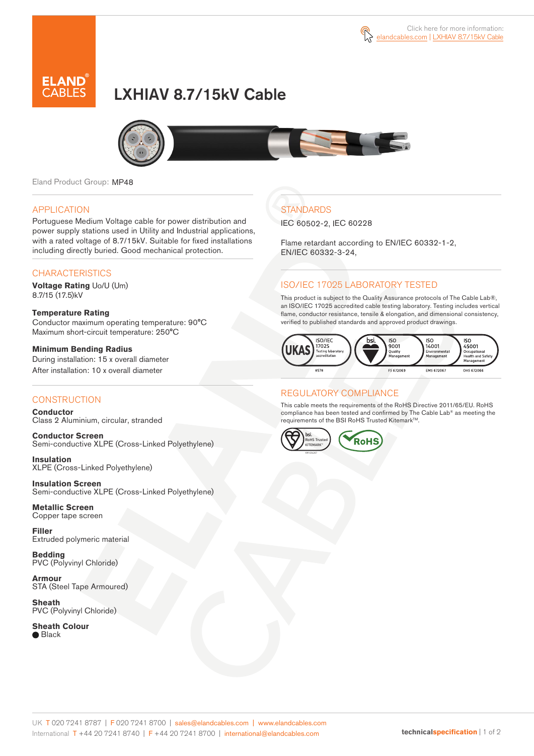Click here for more information: elandcables.com | LXHIAV 8.7/15kV Cable

# LXHIAV 8.7/15kV Cable

Eland Product Group: MP48

## APPLICATION

Portuguese Medium Voltage cable for power distribution and power supply stations used in Utility and Industrial applications, with a rated voltage of 8.7/15kV. Suitable for fixed installations including directly buried. Good mechanical protection.

## CHARACTERISTICS

**Voltage Rating** Uo/U (Um)
8.7/15 (17.5)kV

**Temperature Rating**
Conductor maximum operating temperature: 90°C
Maximum short-circuit temperature: 250°C

**Minimum Bending Radius**
During installation: 15 x overall diameter
After installation: 10 x overall diameter

## CONSTRUCTION

**Conductor**
Class 2 Aluminium, circular, stranded

**Conductor Screen**
Semi-conductive XLPE (Cross-Linked Polyethylene)

**Insulation**
XLPE (Cross-Linked Polyethylene)

**Insulation Screen**
Semi-conductive XLPE (Cross-Linked Polyethylene)

**Metallic Screen**
Copper tape screen

**Filler**
Extruded polymeric material

**Bedding**
PVC (Polyvinyl Chloride)

**Armour**
STA (Steel Tape Armoured)

**Sheath**
PVC (Polyvinyl Chloride)

**Sheath Colour**
● Black

## STANDARDS

IEC 60502-2, IEC 60228

Flame retardant according to EN/IEC 60332-1-2, EN/IEC 60332-3-24,

## ISO/IEC 17025 LABORATORY TESTED

This product is subject to the Quality Assurance protocols of The Cable Lab®, an ISO/IEC 17025 accredited cable testing laboratory. Testing includes vertical flame, conductor resistance, tensile & elongation, and dimensional consistency, verified to published standards and approved product drawings.

UKAS ISO/IEC 17025 Testing laboratory accreditation 8578 | bsi. ISO 9001 Quality Management FS 672069 | ISO 14001 Environmental Management EMS 672067 | ISO 45001 Occupational Health and Safety Management OHS 672066

## REGULATORY COMPLIANCE

This cable meets the requirements of the RoHS Directive 2011/65/EU. RoHS compliance has been tested and confirmed by The Cable Lab® as meeting the requirements of the BSI RoHS Trusted Kitemark™.

bsi. RoHS Trusted KITEMARK™ | RoHS

UK T 020 7241 8787 | F 020 7241 8700 | sales@elandcables.com | www.elandcables.com
International T +44 20 7241 8740 | F +44 20 7241 8700 | international@elandcables.com

technicalspecification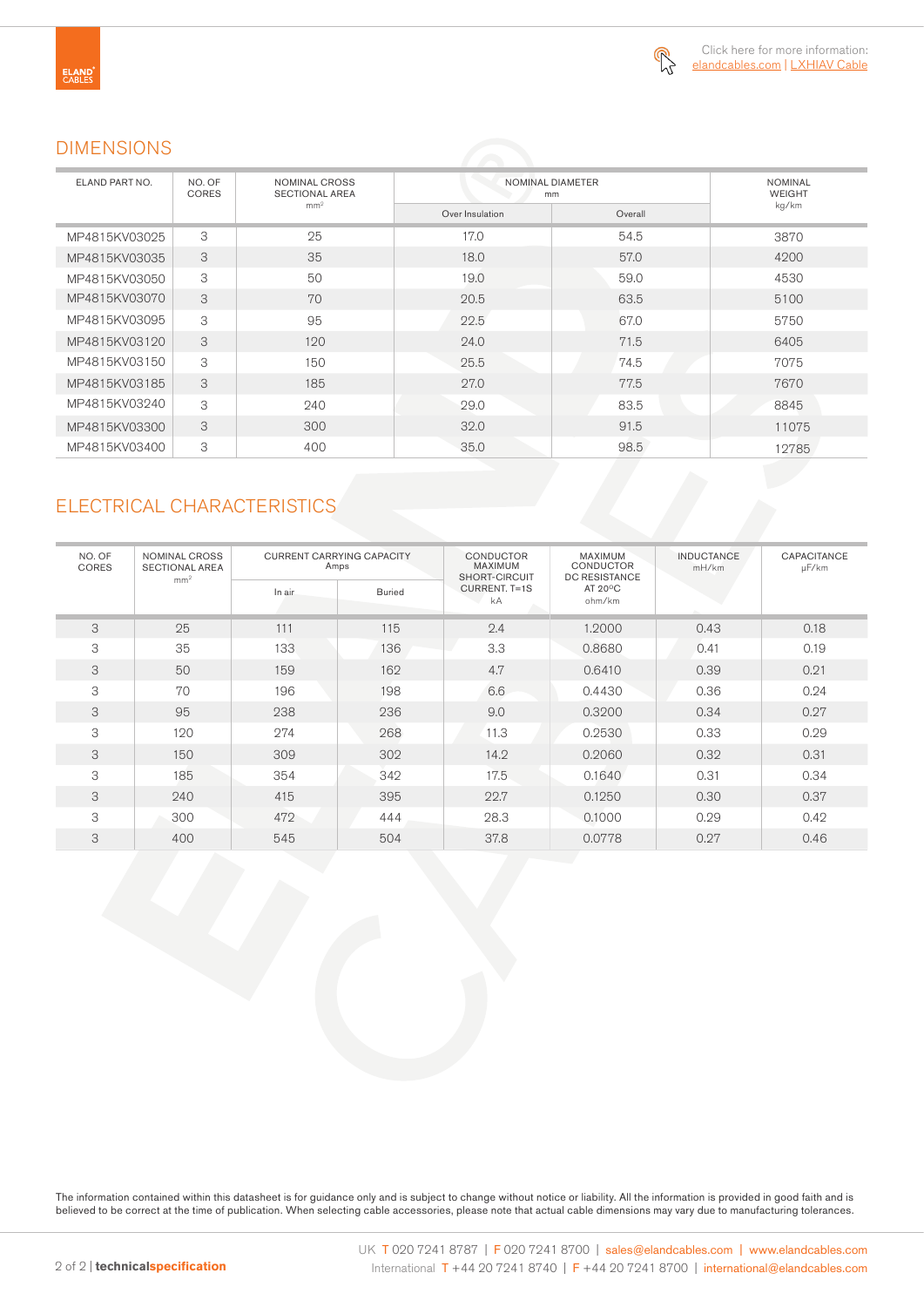Click here for more information: elandcables.com | LXHIAV Cable

## DIMENSIONS

| ELAND PART NO. | NO. OF CORES | NOMINAL CROSS SECTIONAL AREA mm² | NOMINAL DIAMETER mm | | NOMINAL WEIGHT kg/km |
|---|---|---|---|---|---|
| | | | Over Insulation | Overall | |
| MP4815KV03025 | 3 | 25 | 17.0 | 54.5 | 3870 |
| MP4815KV03035 | 3 | 35 | 18.0 | 57.0 | 4200 |
| MP4815KV03050 | 3 | 50 | 19.0 | 59.0 | 4530 |
| MP4815KV03070 | 3 | 70 | 20.5 | 63.5 | 5100 |
| MP4815KV03095 | 3 | 95 | 22.5 | 67.0 | 5750 |
| MP4815KV03120 | 3 | 120 | 24.0 | 71.5 | 6405 |
| MP4815KV03150 | 3 | 150 | 25.5 | 74.5 | 7075 |
| MP4815KV03185 | 3 | 185 | 27.0 | 77.5 | 7670 |
| MP4815KV03240 | 3 | 240 | 29.0 | 83.5 | 8845 |
| MP4815KV03300 | 3 | 300 | 32.0 | 91.5 | 11075 |
| MP4815KV03400 | 3 | 400 | 35.0 | 98.5 | 12785 |

## ELECTRICAL CHARACTERISTICS

| NO. OF CORES | NOMINAL CROSS SECTIONAL AREA mm² | CURRENT CARRYING CAPACITY Amps | | CONDUCTOR MAXIMUM SHORT-CIRCUIT CURRENT. T=1S kA | MAXIMUM CONDUCTOR DC RESISTANCE AT 20ºC ohm/km | INDUCTANCE mH/km | CAPACITANCE µF/km |
|---|---|---|---|---|---|---|---|
| | | In air | Buried | | | | |
| 3 | 25 | 111 | 115 | 2.4 | 1.2000 | 0.43 | 0.18 |
| 3 | 35 | 133 | 136 | 3.3 | 0.8680 | 0.41 | 0.19 |
| 3 | 50 | 159 | 162 | 4.7 | 0.6410 | 0.39 | 0.21 |
| 3 | 70 | 196 | 198 | 6.6 | 0.4430 | 0.36 | 0.24 |
| 3 | 95 | 238 | 236 | 9.0 | 0.3200 | 0.34 | 0.27 |
| 3 | 120 | 274 | 268 | 11.3 | 0.2530 | 0.33 | 0.29 |
| 3 | 150 | 309 | 302 | 14.2 | 0.2060 | 0.32 | 0.31 |
| 3 | 185 | 354 | 342 | 17.5 | 0.1640 | 0.31 | 0.34 |
| 3 | 240 | 415 | 395 | 22.7 | 0.1250 | 0.30 | 0.37 |
| 3 | 300 | 472 | 444 | 28.3 | 0.1000 | 0.29 | 0.42 |
| 3 | 400 | 545 | 504 | 37.8 | 0.0778 | 0.27 | 0.46 |

The information contained within this datasheet is for guidance only and is subject to change without notice or liability. All the information is provided in good faith and is believed to be correct at the time of publication. When selecting cable accessories, please note that actual cable dimensions may vary due to manufacturing tolerances.

UK T 020 7241 8787 | F 020 7241 8700 | sales@elandcables.com | www.elandcables.com
International T +44 20 7241 8740 | F +44 20 7241 8700 | international@elandcables.com